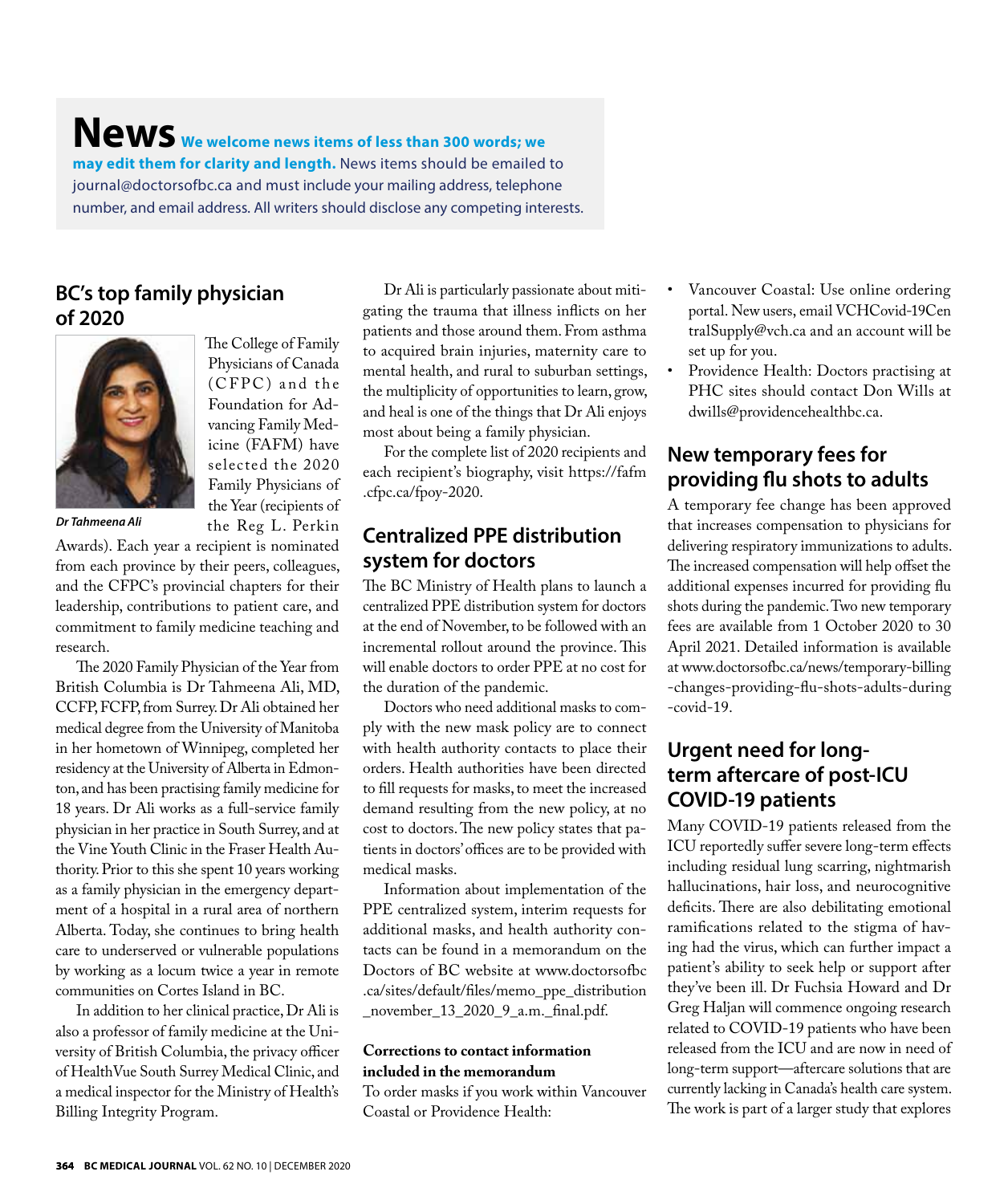# News

**We welcome news items of less than 300 words; we may edit them for clarity and length.** News items should be emailed to journal@doctorsofbc.ca and must include your mailing address, telephone number, and email address. All writers should disclose any competing interests.

## BC's top family physician of 2020

*Dr Tahmeena Ali*

The College of Family Physicians of Canada (CFPC) and the Foundation for Advancing Family Medicine (FAFM) have selected the 2020 Family Physicians of the Year (recipients of the Reg L. Perkin Awards). Each year a recipient is nominated from each province by their peers, colleagues, and the CFPC's provincial chapters for their leadership, contributions to patient care, and commitment to family medicine teaching and research.

The 2020 Family Physician of the Year from British Columbia is Dr Tahmeena Ali, MD, CCFP, FCFP, from Surrey. Dr Ali obtained her medical degree from the University of Manitoba in her hometown of Winnipeg, completed her residency at the University of Alberta in Edmonton, and has been practising family medicine for 18 years. Dr Ali works as a full-service family physician in her practice in South Surrey, and at the Vine Youth Clinic in the Fraser Health Authority. Prior to this she spent 10 years working as a family physician in the emergency department of a hospital in a rural area of northern Alberta. Today, she continues to bring health care to underserved or vulnerable populations by working as a locum twice a year in remote communities on Cortes Island in BC.

In addition to her clinical practice, Dr Ali is also a professor of family medicine at the University of British Columbia, the privacy officer of HealthVue South Surrey Medical Clinic, and a medical inspector for the Ministry of Health's Billing Integrity Program.

Dr Ali is particularly passionate about mitigating the trauma that illness inflicts on her patients and those around them. From asthma to acquired brain injuries, maternity care to mental health, and rural to suburban settings, the multiplicity of opportunities to learn, grow, and heal is one of the things that Dr Ali enjoys most about being a family physician.

For the complete list of 2020 recipients and each recipient's biography, visit https://fafm.cfpc.ca/fpoy-2020.

## Centralized PPE distribution system for doctors

The BC Ministry of Health plans to launch a centralized PPE distribution system for doctors at the end of November, to be followed with an incremental rollout around the province. This will enable doctors to order PPE at no cost for the duration of the pandemic.

Doctors who need additional masks to comply with the new mask policy are to connect with health authority contacts to place their orders. Health authorities have been directed to fill requests for masks, to meet the increased demand resulting from the new policy, at no cost to doctors. The new policy states that patients in doctors' offices are to be provided with medical masks.

Information about implementation of the PPE centralized system, interim requests for additional masks, and health authority contacts can be found in a memorandum on the Doctors of BC website at www.doctorsofbc.ca/sites/default/files/memo_ppe_distribution_november_13_2020_9_a.m._final.pdf.

**Corrections to contact information included in the memorandum**

To order masks if you work within Vancouver Coastal or Providence Health:

- Vancouver Coastal: Use online ordering portal. New users, email VCHCovid-19CentralSupply@vch.ca and an account will be set up for you.
- Providence Health: Doctors practising at PHC sites should contact Don Wills at dwills@providencehealthbc.ca.

## New temporary fees for providing flu shots to adults

A temporary fee change has been approved that increases compensation to physicians for delivering respiratory immunizations to adults. The increased compensation will help offset the additional expenses incurred for providing flu shots during the pandemic. Two new temporary fees are available from 1 October 2020 to 30 April 2021. Detailed information is available at www.doctorsofbc.ca/news/temporary-billing-changes-providing-flu-shots-adults-during-covid-19.

## Urgent need for long-term aftercare of post-ICU COVID-19 patients

Many COVID-19 patients released from the ICU reportedly suffer severe long-term effects including residual lung scarring, nightmarish hallucinations, hair loss, and neurocognitive deficits. There are also debilitating emotional ramifications related to the stigma of having had the virus, which can further impact a patient's ability to seek help or support after they've been ill. Dr Fuchsia Howard and Dr Greg Haljan will commence ongoing research related to COVID-19 patients who have been released from the ICU and are now in need of long-term support—aftercare solutions that are currently lacking in Canada's health care system. The work is part of a larger study that explores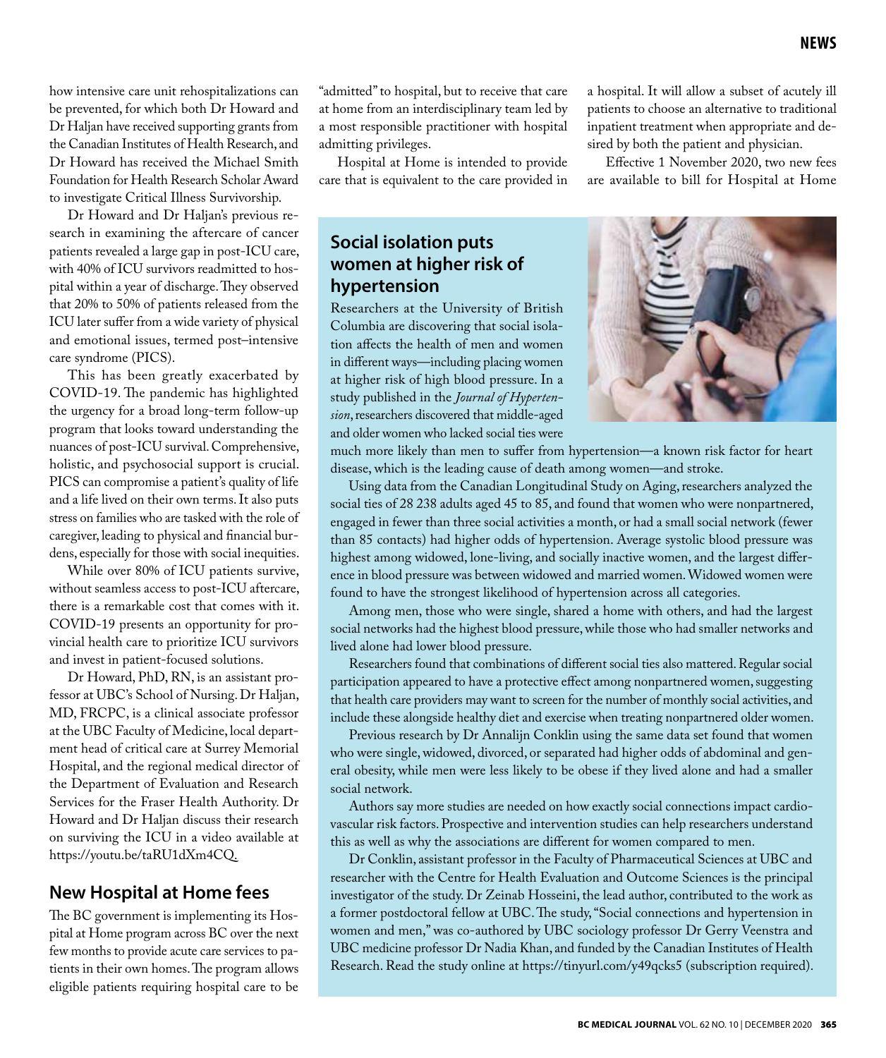how intensive care unit rehospitalizations can be prevented, for which both Dr Howard and Dr Haljan have received supporting grants from the Canadian Institutes of Health Research, and Dr Howard has received the Michael Smith Foundation for Health Research Scholar Award to investigate Critical Illness Survivorship.

Dr Howard and Dr Haljan's previous research in examining the aftercare of cancer patients revealed a large gap in post-ICU care, with 40% of ICU survivors readmitted to hospital within a year of discharge. They observed that 20% to 50% of patients released from the ICU later suffer from a wide variety of physical and emotional issues, termed post–intensive care syndrome (PICS).

This has been greatly exacerbated by COVID-19. The pandemic has highlighted the urgency for a broad long-term follow-up program that looks toward understanding the nuances of post-ICU survival. Comprehensive, holistic, and psychosocial support is crucial. PICS can compromise a patient's quality of life and a life lived on their own terms. It also puts stress on families who are tasked with the role of caregiver, leading to physical and financial burdens, especially for those with social inequities.

While over 80% of ICU patients survive, without seamless access to post-ICU aftercare, there is a remarkable cost that comes with it. COVID-19 presents an opportunity for provincial health care to prioritize ICU survivors and invest in patient-focused solutions.

Dr Howard, PhD, RN, is an assistant professor at UBC's School of Nursing. Dr Haljan, MD, FRCPC, is a clinical associate professor at the UBC Faculty of Medicine, local department head of critical care at Surrey Memorial Hospital, and the regional medical director of the Department of Evaluation and Research Services for the Fraser Health Authority. Dr Howard and Dr Haljan discuss their research on surviving the ICU in a video available at https://youtu.be/taRU1dXm4CQ.

## New Hospital at Home fees

The BC government is implementing its Hospital at Home program across BC over the next few months to provide acute care services to patients in their own homes. The program allows eligible patients requiring hospital care to be "admitted" to hospital, but to receive that care at home from an interdisciplinary team led by a most responsible practitioner with hospital admitting privileges.

Hospital at Home is intended to provide care that is equivalent to the care provided in a hospital. It will allow a subset of acutely ill patients to choose an alternative to traditional inpatient treatment when appropriate and desired by both the patient and physician.

Effective 1 November 2020, two new fees are available to bill for Hospital at Home

## Social isolation puts women at higher risk of hypertension

Researchers at the University of British Columbia are discovering that social isolation affects the health of men and women in different ways—including placing women at higher risk of high blood pressure. In a study published in the *Journal of Hypertension*, researchers discovered that middle-aged and older women who lacked social ties were much more likely than men to suffer from hypertension—a known risk factor for heart disease, which is the leading cause of death among women—and stroke.

Using data from the Canadian Longitudinal Study on Aging, researchers analyzed the social ties of 28 238 adults aged 45 to 85, and found that women who were nonpartnered, engaged in fewer than three social activities a month, or had a small social network (fewer than 85 contacts) had higher odds of hypertension. Average systolic blood pressure was highest among widowed, lone-living, and socially inactive women, and the largest difference in blood pressure was between widowed and married women. Widowed women were found to have the strongest likelihood of hypertension across all categories.

Among men, those who were single, shared a home with others, and had the largest social networks had the highest blood pressure, while those who had smaller networks and lived alone had lower blood pressure.

Researchers found that combinations of different social ties also mattered. Regular social participation appeared to have a protective effect among nonpartnered women, suggesting that health care providers may want to screen for the number of monthly social activities, and include these alongside healthy diet and exercise when treating nonpartnered older women.

Previous research by Dr Annalijn Conklin using the same data set found that women who were single, widowed, divorced, or separated had higher odds of abdominal and general obesity, while men were less likely to be obese if they lived alone and had a smaller social network.

Authors say more studies are needed on how exactly social connections impact cardiovascular risk factors. Prospective and intervention studies can help researchers understand this as well as why the associations are different for women compared to men.

Dr Conklin, assistant professor in the Faculty of Pharmaceutical Sciences at UBC and researcher with the Centre for Health Evaluation and Outcome Sciences is the principal investigator of the study. Dr Zeinab Hosseini, the lead author, contributed to the work as a former postdoctoral fellow at UBC. The study, "Social connections and hypertension in women and men," was co-authored by UBC sociology professor Dr Gerry Veenstra and UBC medicine professor Dr Nadia Khan, and funded by the Canadian Institutes of Health Research. Read the study online at https://tinyurl.com/y49qcks5 (subscription required).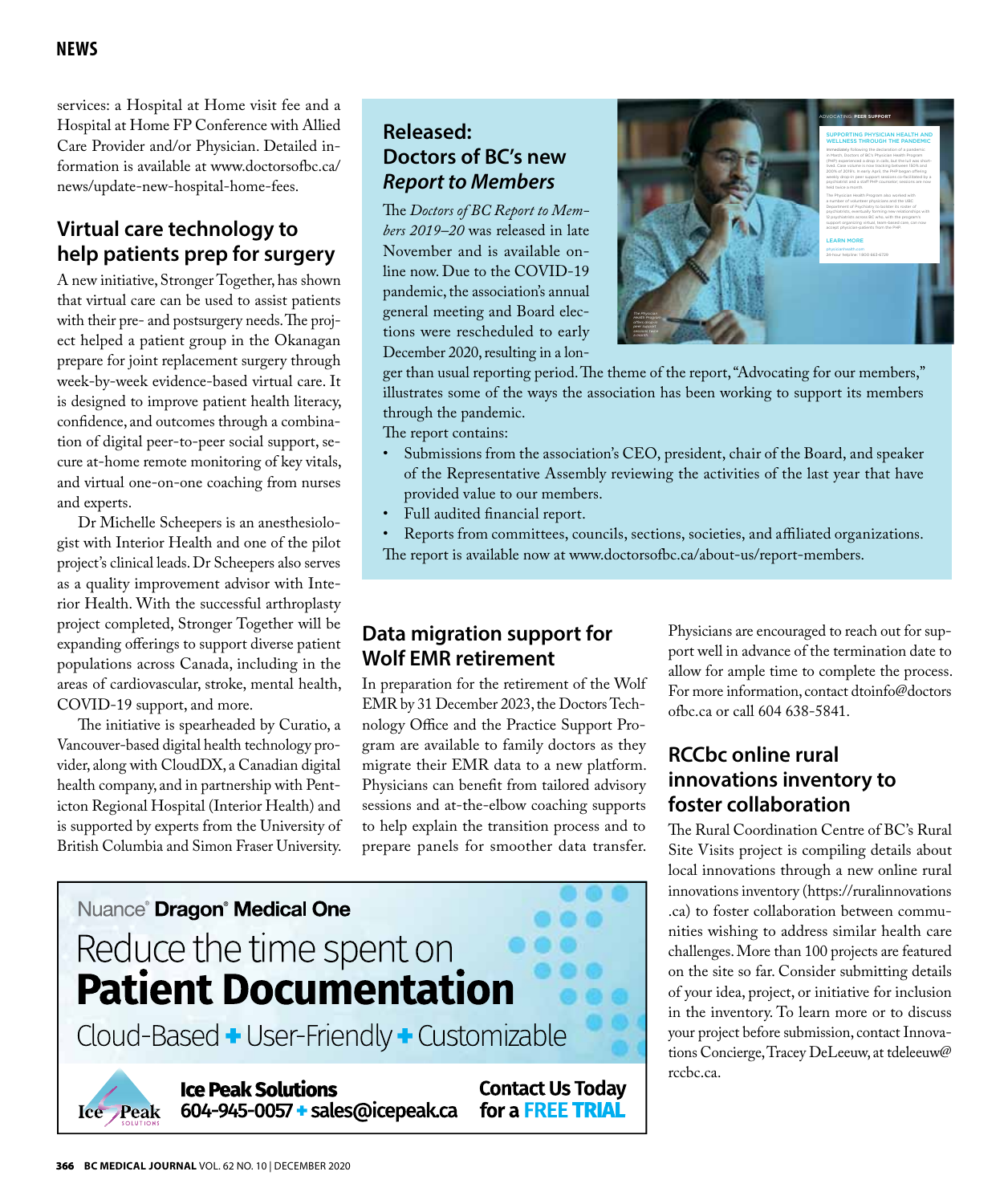services: a Hospital at Home visit fee and a Hospital at Home FP Conference with Allied Care Provider and/or Physician. Detailed information is available at www.doctorsofbc.ca/news/update-new-hospital-home-fees.

## Virtual care technology to help patients prep for surgery

A new initiative, Stronger Together, has shown that virtual care can be used to assist patients with their pre- and postsurgery needs. The project helped a patient group in the Okanagan prepare for joint replacement surgery through week-by-week evidence-based virtual care. It is designed to improve patient health literacy, confidence, and outcomes through a combination of digital peer-to-peer social support, secure at-home remote monitoring of key vitals, and virtual one-on-one coaching from nurses and experts.

Dr Michelle Scheepers is an anesthesiologist with Interior Health and one of the pilot project's clinical leads. Dr Scheepers also serves as a quality improvement advisor with Interior Health. With the successful arthroplasty project completed, Stronger Together will be expanding offerings to support diverse patient populations across Canada, including in the areas of cardiovascular, stroke, mental health, COVID-19 support, and more.

The initiative is spearheaded by Curatio, a Vancouver-based digital health technology provider, along with CloudDX, a Canadian digital health company, and in partnership with Penticton Regional Hospital (Interior Health) and is supported by experts from the University of British Columbia and Simon Fraser University.

## Released: Doctors of BC's new *Report to Members*

The *Doctors of BC Report to Members 2019–20* was released in late November and is available online now. Due to the COVID-19 pandemic, the association's annual general meeting and Board elections were rescheduled to early December 2020, resulting in a longer than usual reporting period. The theme of the report, "Advocating for our members," illustrates some of the ways the association has been working to support its members through the pandemic.

The report contains:

- Submissions from the association's CEO, president, chair of the Board, and speaker of the Representative Assembly reviewing the activities of the last year that have provided value to our members.
- Full audited financial report.
- Reports from committees, councils, sections, societies, and affiliated organizations.

The report is available now at www.doctorsofbc.ca/about-us/report-members.

## Data migration support for Wolf EMR retirement

In preparation for the retirement of the Wolf EMR by 31 December 2023, the Doctors Technology Office and the Practice Support Program are available to family doctors as they migrate their EMR data to a new platform. Physicians can benefit from tailored advisory sessions and at-the-elbow coaching supports to help explain the transition process and to prepare panels for smoother data transfer. Physicians are encouraged to reach out for support well in advance of the termination date to allow for ample time to complete the process. For more information, contact dtoinfo@doctorsofbc.ca or call 604 638-5841.

## RCCbc online rural innovations inventory to foster collaboration

The Rural Coordination Centre of BC's Rural Site Visits project is compiling details about local innovations through a new online rural innovations inventory (https://ruralinnovations.ca) to foster collaboration between communities wishing to address similar health care challenges. More than 100 projects are featured on the site so far. Consider submitting details of your idea, project, or initiative for inclusion in the inventory. To learn more or to discuss your project before submission, contact Innovations Concierge, Tracey DeLeeuw, at tdeleeuw@rccbc.ca.

Nuance® **Dragon® Medical One**

Reduce the time spent on **Patient Documentation**

Cloud-Based + User-Friendly + Customizable

**Ice Peak Solutions**
604-945-0057 + sales@icepeak.ca

**Contact Us Today for a FREE TRIAL**